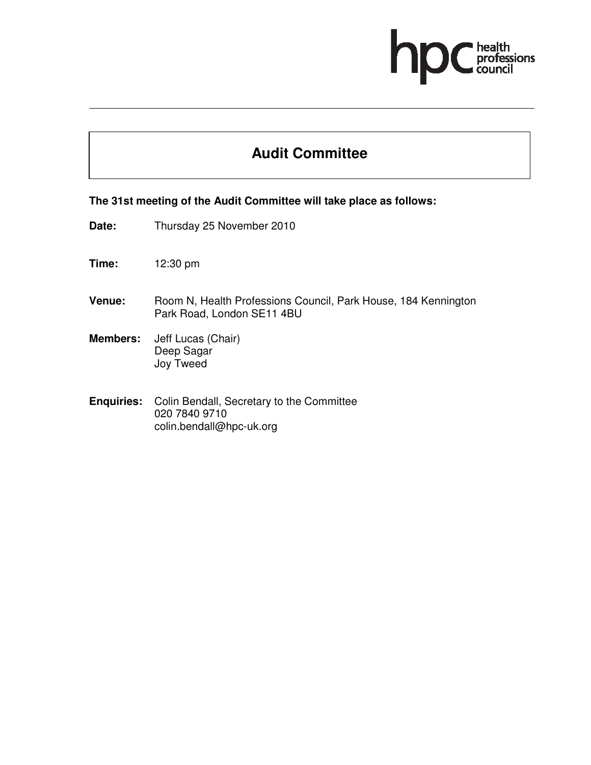hpc health professions council

# Audit Committee

**The 31st meeting of the Audit Committee will take place as follows:**

**Date:** Thursday 25 November 2010

**Time:** 12:30 pm

**Venue:** Room N, Health Professions Council, Park House, 184 Kennington Park Road, London SE11 4BU

**Members:** Jeff Lucas (Chair)
Deep Sagar
Joy Tweed

**Enquiries:** Colin Bendall, Secretary to the Committee
020 7840 9710
colin.bendall@hpc-uk.org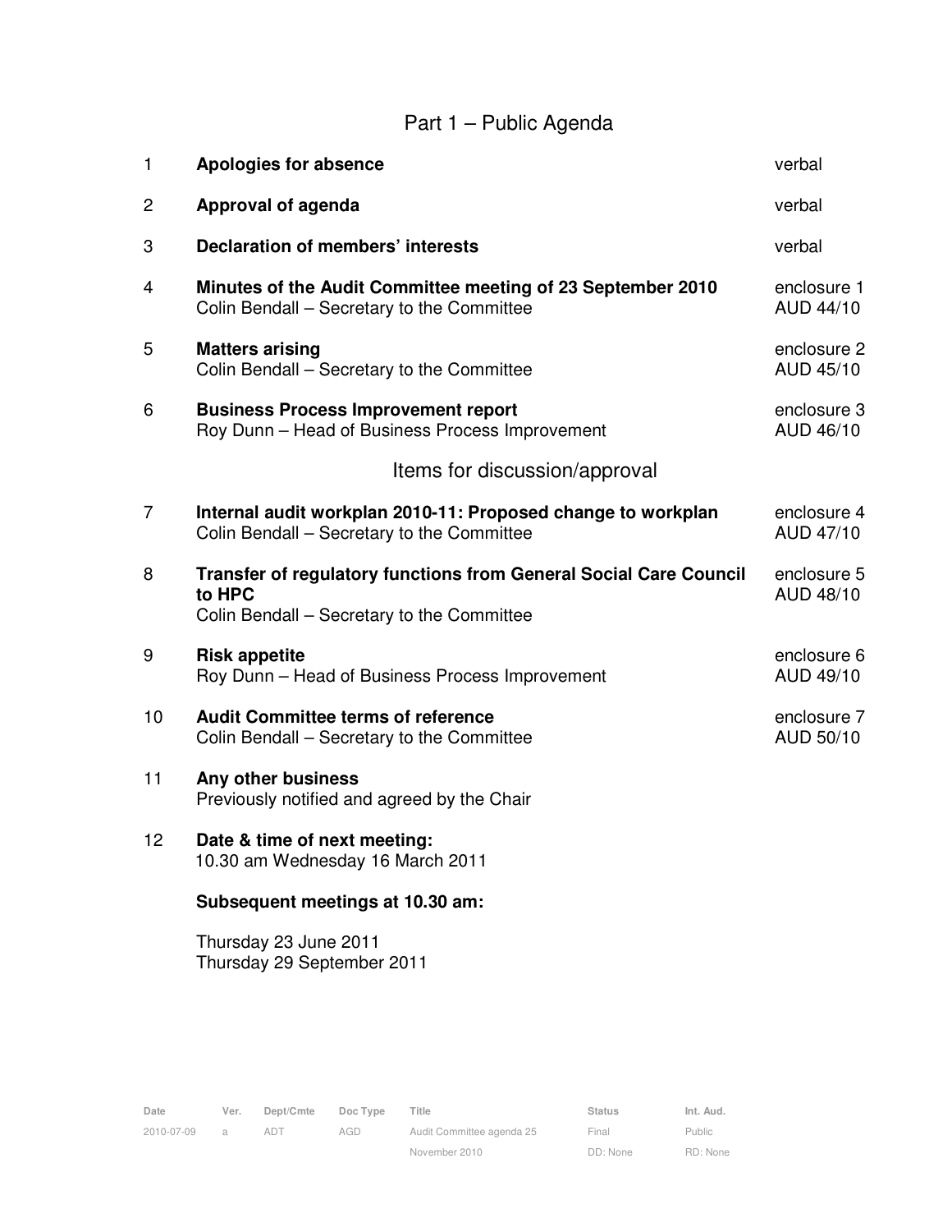# Part 1 – Public Agenda

| | | |
|---|---|---|
| 1 | **Apologies for absence** | verbal |
| 2 | **Approval of agenda** | verbal |
| 3 | **Declaration of members' interests** | verbal |
| 4 | **Minutes of the Audit Committee meeting of 23 September 2010**<br>Colin Bendall – Secretary to the Committee | enclosure 1<br>AUD 44/10 |
| 5 | **Matters arising**<br>Colin Bendall – Secretary to the Committee | enclosure 2<br>AUD 45/10 |
| 6 | **Business Process Improvement report**<br>Roy Dunn – Head of Business Process Improvement | enclosure 3<br>AUD 46/10 |

## Items for discussion/approval

| | | |
|---|---|---|
| 7 | **Internal audit workplan 2010-11: Proposed change to workplan**<br>Colin Bendall – Secretary to the Committee | enclosure 4<br>AUD 47/10 |
| 8 | **Transfer of regulatory functions from General Social Care Council to HPC**<br>Colin Bendall – Secretary to the Committee | enclosure 5<br>AUD 48/10 |
| 9 | **Risk appetite**<br>Roy Dunn – Head of Business Process Improvement | enclosure 6<br>AUD 49/10 |
| 10 | **Audit Committee terms of reference**<br>Colin Bendall – Secretary to the Committee | enclosure 7<br>AUD 50/10 |
| 11 | **Any other business**<br>Previously notified and agreed by the Chair | |
| 12 | **Date & time of next meeting:**<br>10.30 am Wednesday 16 March 2011 | |

**Subsequent meetings at 10.30 am:**

Thursday 23 June 2011
Thursday 29 September 2011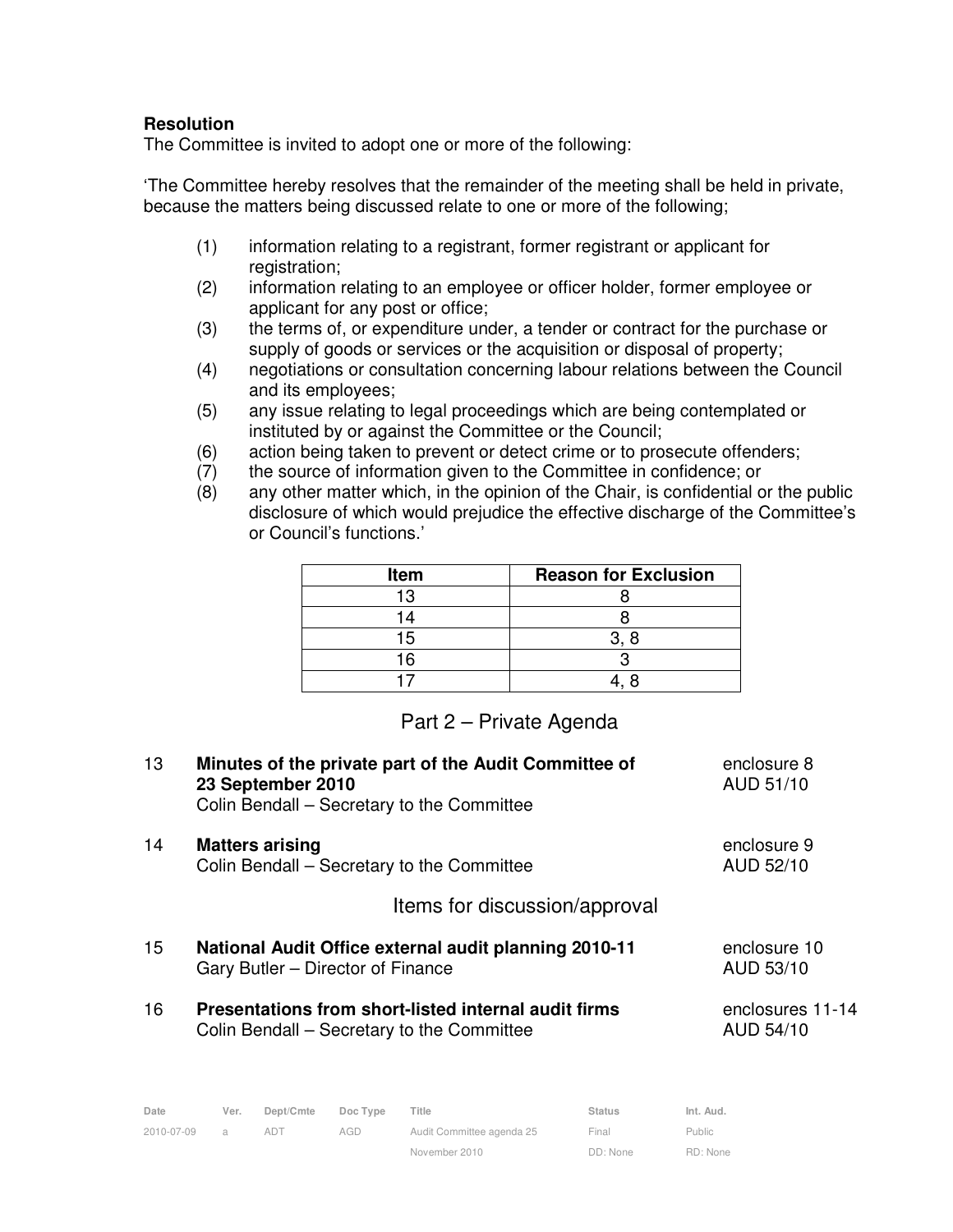**Resolution**

The Committee is invited to adopt one or more of the following:

'The Committee hereby resolves that the remainder of the meeting shall be held in private, because the matters being discussed relate to one or more of the following;

(1) information relating to a registrant, former registrant or applicant for registration;
(2) information relating to an employee or officer holder, former employee or applicant for any post or office;
(3) the terms of, or expenditure under, a tender or contract for the purchase or supply of goods or services or the acquisition or disposal of property;
(4) negotiations or consultation concerning labour relations between the Council and its employees;
(5) any issue relating to legal proceedings which are being contemplated or instituted by or against the Committee or the Council;
(6) action being taken to prevent or detect crime or to prosecute offenders;
(7) the source of information given to the Committee in confidence; or
(8) any other matter which, in the opinion of the Chair, is confidential or the public disclosure of which would prejudice the effective discharge of the Committee's or Council's functions.'

| Item | Reason for Exclusion |
|---|---|
| 13 | 8 |
| 14 | 8 |
| 15 | 3, 8 |
| 16 | 3 |
| 17 | 4, 8 |

## Part 2 – Private Agenda

13 **Minutes of the private part of the Audit Committee of 23 September 2010** — enclosure 8, AUD 51/10
Colin Bendall – Secretary to the Committee

14 **Matters arising** — enclosure 9, AUD 52/10
Colin Bendall – Secretary to the Committee

## Items for discussion/approval

15 **National Audit Office external audit planning 2010-11** — enclosure 10, AUD 53/10
Gary Butler – Director of Finance

16 **Presentations from short-listed internal audit firms** — enclosures 11-14, AUD 54/10
Colin Bendall – Secretary to the Committee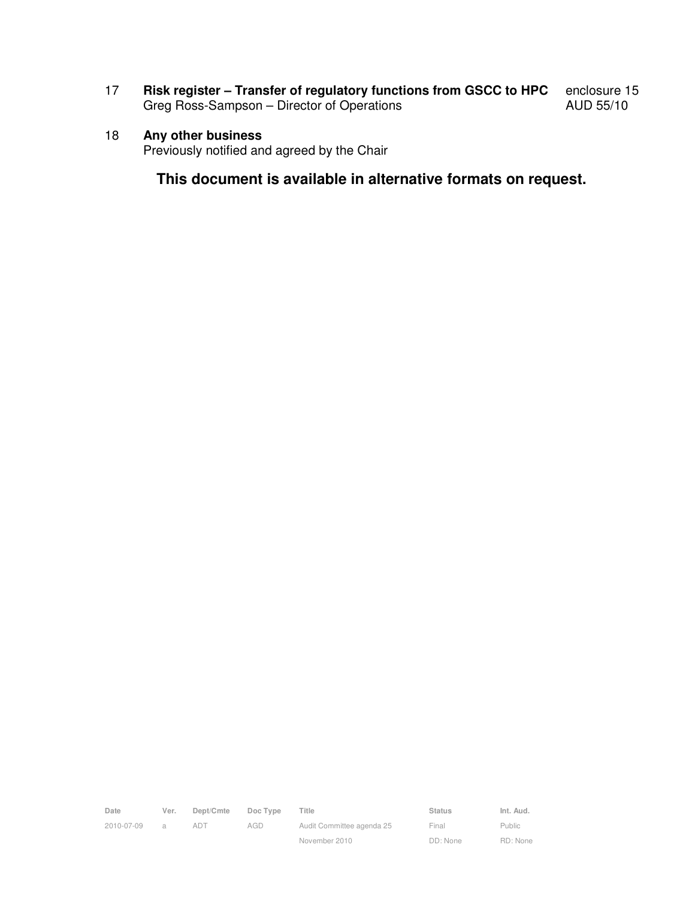17 **Risk register – Transfer of regulatory functions from GSCC to HPC** enclosure 15
Greg Ross-Sampson – Director of Operations AUD 55/10

18 **Any other business**
Previously notified and agreed by the Chair

**This document is available in alternative formats on request.**